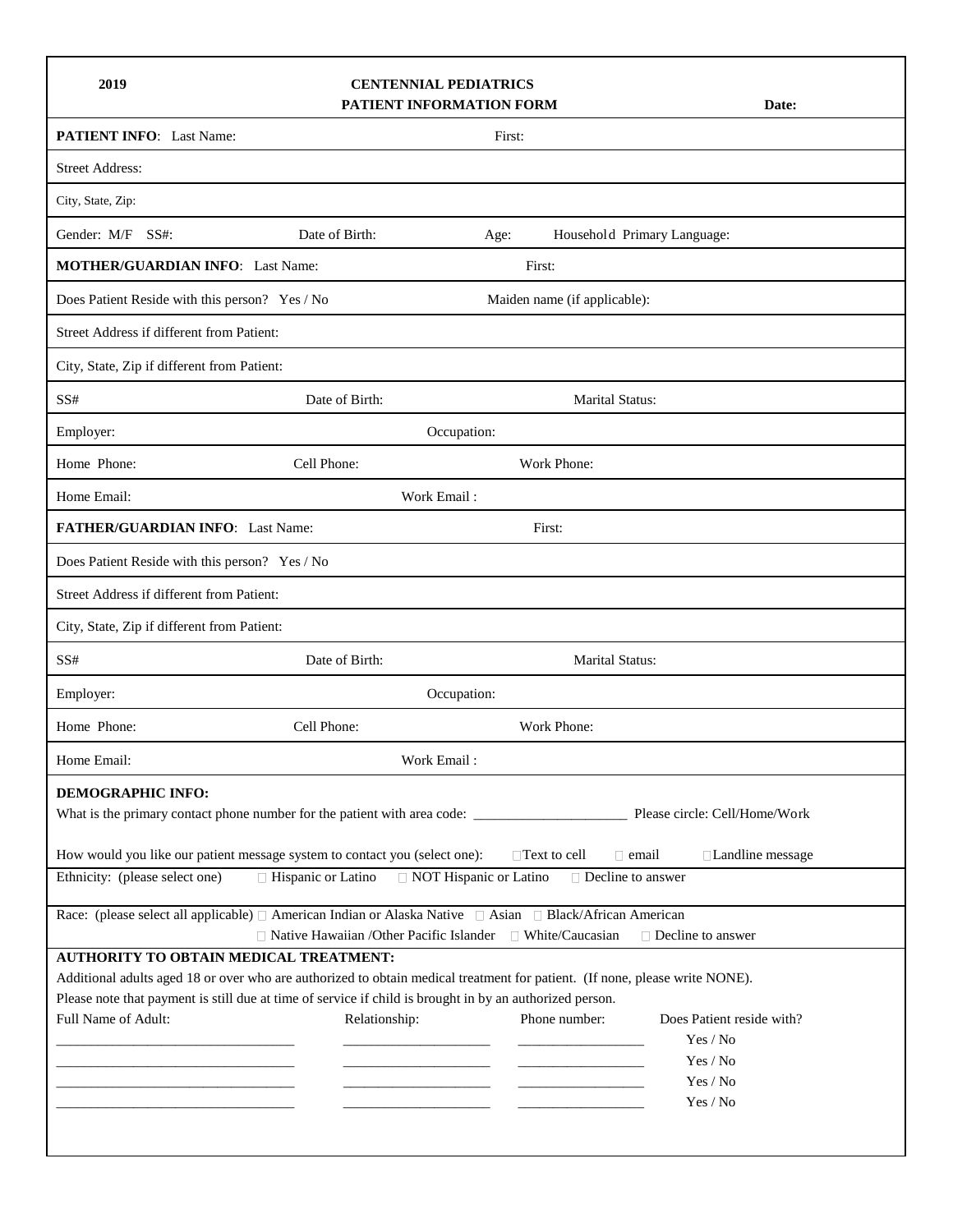**2019**

# CENTENNIAL PEDIATRICS
## PATIENT INFORMATION FORM

**Date:**

**PATIENT INFO**: Last Name: First:

Street Address:

City, State, Zip:

Gender: M/F SS#: Date of Birth: Age: Household Primary Language:

**MOTHER/GUARDIAN INFO**: Last Name: First:

Does Patient Reside with this person? Yes / No Maiden name (if applicable):

Street Address if different from Patient:

City, State, Zip if different from Patient:

SS# Date of Birth: Marital Status:

Employer: Occupation:

Home Phone: Cell Phone: Work Phone:

Home Email: Work Email :

**FATHER/GUARDIAN INFO**: Last Name: First:

Does Patient Reside with this person? Yes / No

Street Address if different from Patient:

City, State, Zip if different from Patient:

SS# Date of Birth: Marital Status:

Employer: Occupation:

Home Phone: Cell Phone: Work Phone:

Home Email: Work Email :

**DEMOGRAPHIC INFO:**

What is the primary contact phone number for the patient with area code: ______________________ Please circle: Cell/Home/Work

How would you like our patient message system to contact you (select one): ☐ Text to cell ☐ email ☐ Landline message

Ethnicity: (please select one) ☐ Hispanic or Latino ☐ NOT Hispanic or Latino ☐ Decline to answer

Race: (please select all applicable) ☐ American Indian or Alaska Native ☐ Asian ☐ Black/African American ☐ Native Hawaiian /Other Pacific Islander ☐ White/Caucasian ☐ Decline to answer

**AUTHORITY TO OBTAIN MEDICAL TREATMENT:**

Additional adults aged 18 or over who are authorized to obtain medical treatment for patient. (If none, please write NONE).

Please note that payment is still due at time of service if child is brought in by an authorized person.

| Full Name of Adult: | Relationship: | Phone number: | Does Patient reside with? |
|---|---|---|---|
| ______________________ | ______________ | ____________ | Yes / No |
| ______________________ | ______________ | ____________ | Yes / No |
| ______________________ | ______________ | ____________ | Yes / No |
| ______________________ | ______________ | ____________ | Yes / No |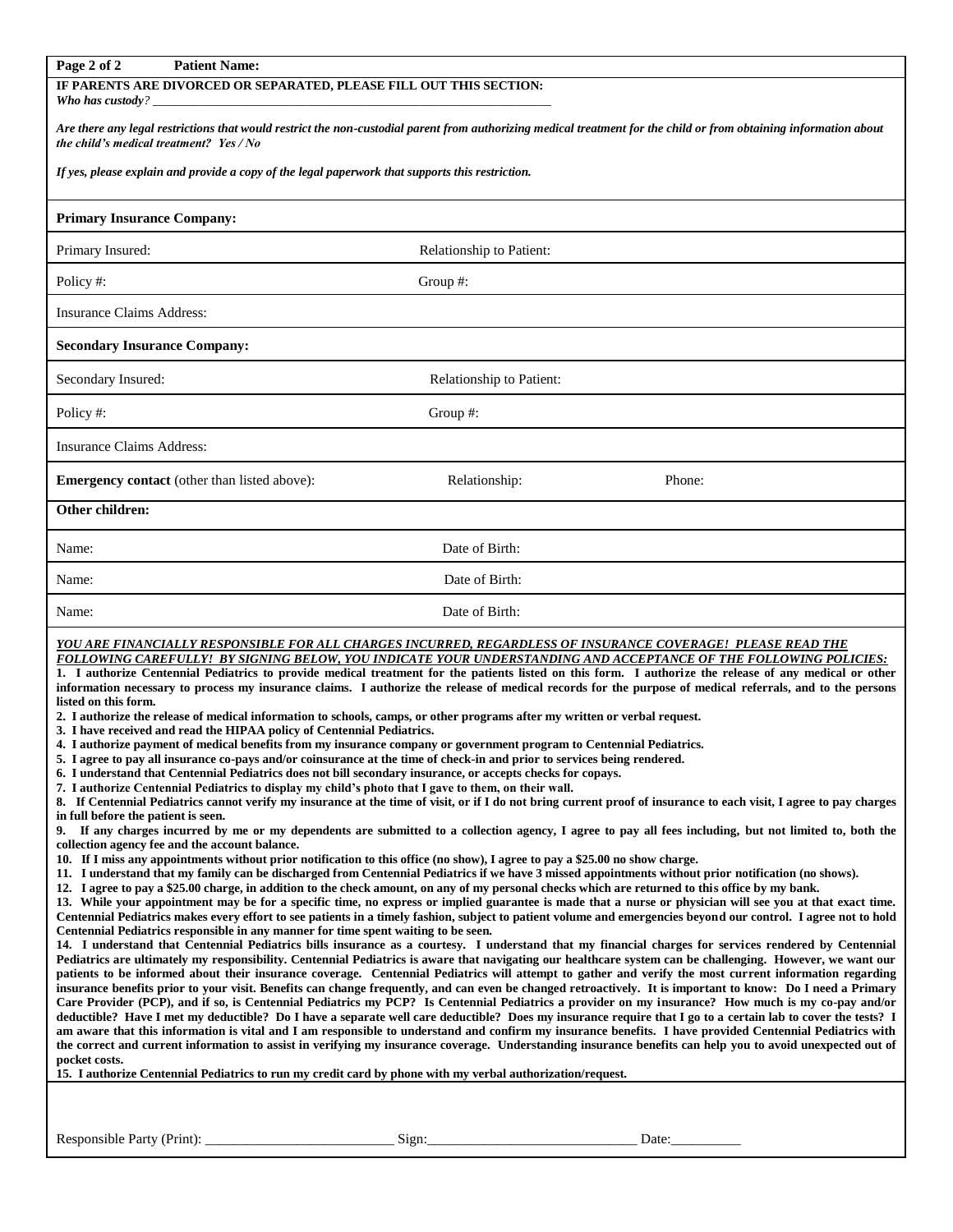**Patient Name:**

**IF PARENTS ARE DIVORCED OR SEPARATED, PLEASE FILL OUT THIS SECTION:**

***Who has custody?*** ____________________________________________________________

***Are there any legal restrictions that would restrict the non-custodial parent from authorizing medical treatment for the child or from obtaining information about the child's medical treatment? Yes / No***

***If yes, please explain and provide a copy of the legal paperwork that supports this restriction.***

| | | |
|---|---|---|
| **Primary Insurance Company:** | | |
| Primary Insured: | Relationship to Patient: | |
| Policy #: | Group #: | |
| Insurance Claims Address: | | |
| **Secondary Insurance Company:** | | |
| Secondary Insured: | Relationship to Patient: | |
| Policy #: | Group #: | |
| Insurance Claims Address: | | |
| **Emergency contact** (other than listed above): | Relationship: | Phone: |
| **Other children:** | | |
| Name: | Date of Birth: | |
| Name: | Date of Birth: | |
| Name: | Date of Birth: | |

***YOU ARE FINANCIALLY RESPONSIBLE FOR ALL CHARGES INCURRED, REGARDLESS OF INSURANCE COVERAGE! PLEASE READ THE FOLLOWING CAREFULLY! BY SIGNING BELOW, YOU INDICATE YOUR UNDERSTANDING AND ACCEPTANCE OF THE FOLLOWING POLICIES:***

**1. I authorize Centennial Pediatrics to provide medical treatment for the patients listed on this form. I authorize the release of any medical or other information necessary to process my insurance claims. I authorize the release of medical records for the purpose of medical referrals, and to the persons listed on this form.**

**2. I authorize the release of medical information to schools, camps, or other programs after my written or verbal request.**

**3. I have received and read the HIPAA policy of Centennial Pediatrics.**

**4. I authorize payment of medical benefits from my insurance company or government program to Centennial Pediatrics.**

**5. I agree to pay all insurance co-pays and/or coinsurance at the time of check-in and prior to services being rendered.**

**6. I understand that Centennial Pediatrics does not bill secondary insurance, or accepts checks for copays.**

**7. I authorize Centennial Pediatrics to display my child's photo that I gave to them, on their wall.**

**8. If Centennial Pediatrics cannot verify my insurance at the time of visit, or if I do not bring current proof of insurance to each visit, I agree to pay charges in full before the patient is seen.**

**9. If any charges incurred by me or my dependents are submitted to a collection agency, I agree to pay all fees including, but not limited to, both the collection agency fee and the account balance.**

**10. If I miss any appointments without prior notification to this office (no show), I agree to pay a $25.00 no show charge.**

**11. I understand that my family can be discharged from Centennial Pediatrics if we have 3 missed appointments without prior notification (no shows).**

**12. I agree to pay a $25.00 charge, in addition to the check amount, on any of my personal checks which are returned to this office by my bank.**

**13. While your appointment may be for a specific time, no express or implied guarantee is made that a nurse or physician will see you at that exact time. Centennial Pediatrics makes every effort to see patients in a timely fashion, subject to patient volume and emergencies beyond our control. I agree not to hold Centennial Pediatrics responsible in any manner for time spent waiting to be seen.**

**14. I understand that Centennial Pediatrics bills insurance as a courtesy. I understand that my financial charges for services rendered by Centennial Pediatrics are ultimately my responsibility. Centennial Pediatrics is aware that navigating our healthcare system can be challenging. However, we want our patients to be informed about their insurance coverage. Centennial Pediatrics will attempt to gather and verify the most current information regarding insurance benefits prior to your visit. Benefits can change frequently, and can even be changed retroactively. It is important to know: Do I need a Primary Care Provider (PCP), and if so, is Centennial Pediatrics my PCP? Is Centennial Pediatrics a provider on my insurance? How much is my co-pay and/or deductible? Have I met my deductible? Do I have a separate well care deductible? Does my insurance require that I go to a certain lab to cover the tests? I am aware that this information is vital and I am responsible to understand and confirm my insurance benefits. I have provided Centennial Pediatrics with the correct and current information to assist in verifying my insurance coverage. Understanding insurance benefits can help you to avoid unexpected out of pocket costs.**

**15. I authorize Centennial Pediatrics to run my credit card by phone with my verbal authorization/request.**

Responsible Party (Print): ___________________________ Sign:______________________________ Date:__________